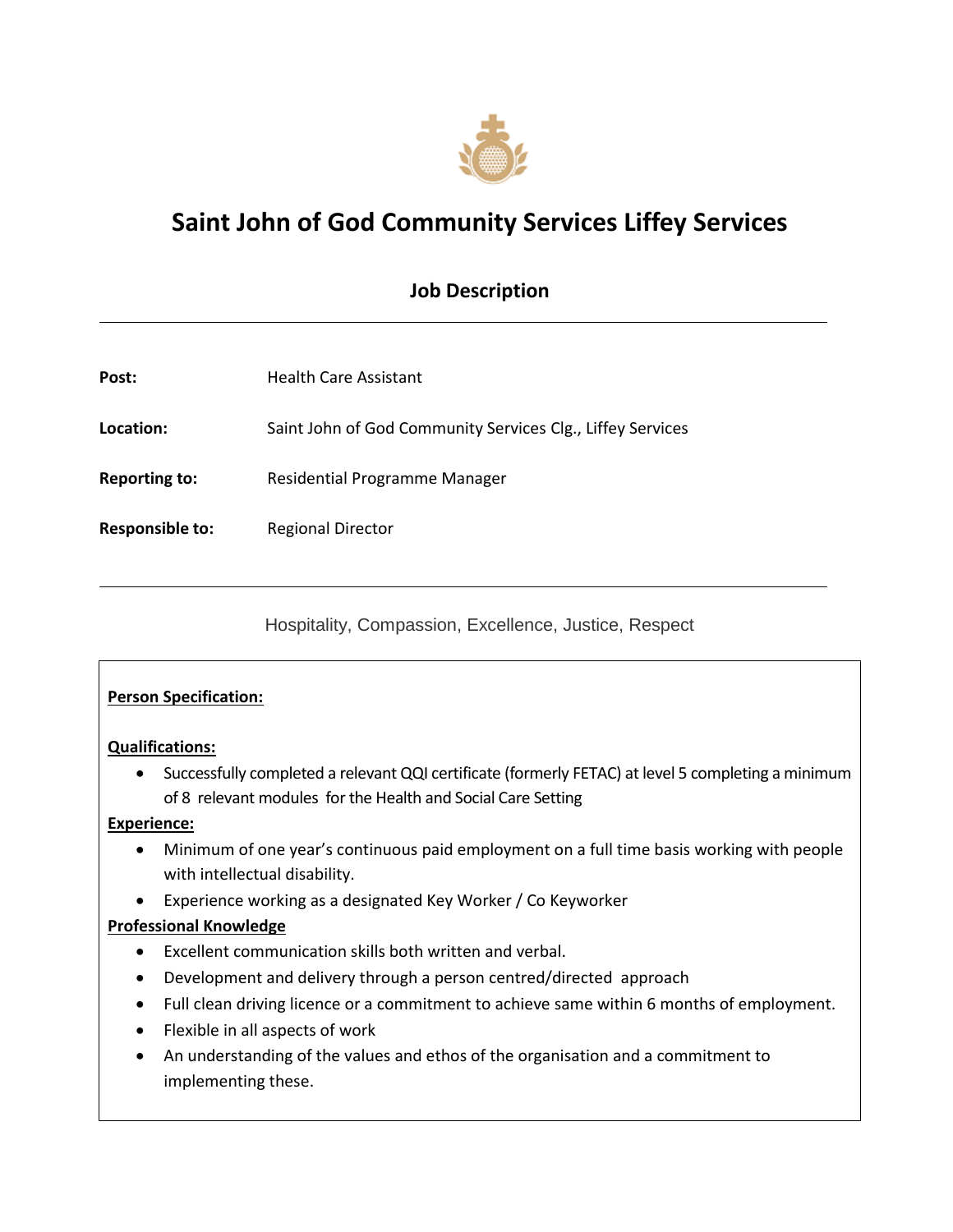# Saint John of God Community Services Liffey Services

## Job Description

---

**Post:** Health Care Assistant

**Location:** Saint John of God Community Services Clg., Liffey Services

**Reporting to:** Residential Programme Manager

**Responsible to:** Regional Director

---

Hospitality, Compassion, Excellence, Justice, Respect

**Person Specification:**

**Qualifications:**

- Successfully completed a relevant QQI certificate (formerly FETAC) at level 5 completing a minimum of 8 relevant modules for the Health and Social Care Setting

**Experience:**

- Minimum of one year's continuous paid employment on a full time basis working with people with intellectual disability.
- Experience working as a designated Key Worker / Co Keyworker

**Professional Knowledge**

- Excellent communication skills both written and verbal.
- Development and delivery through a person centred/directed approach
- Full clean driving licence or a commitment to achieve same within 6 months of employment.
- Flexible in all aspects of work
- An understanding of the values and ethos of the organisation and a commitment to implementing these.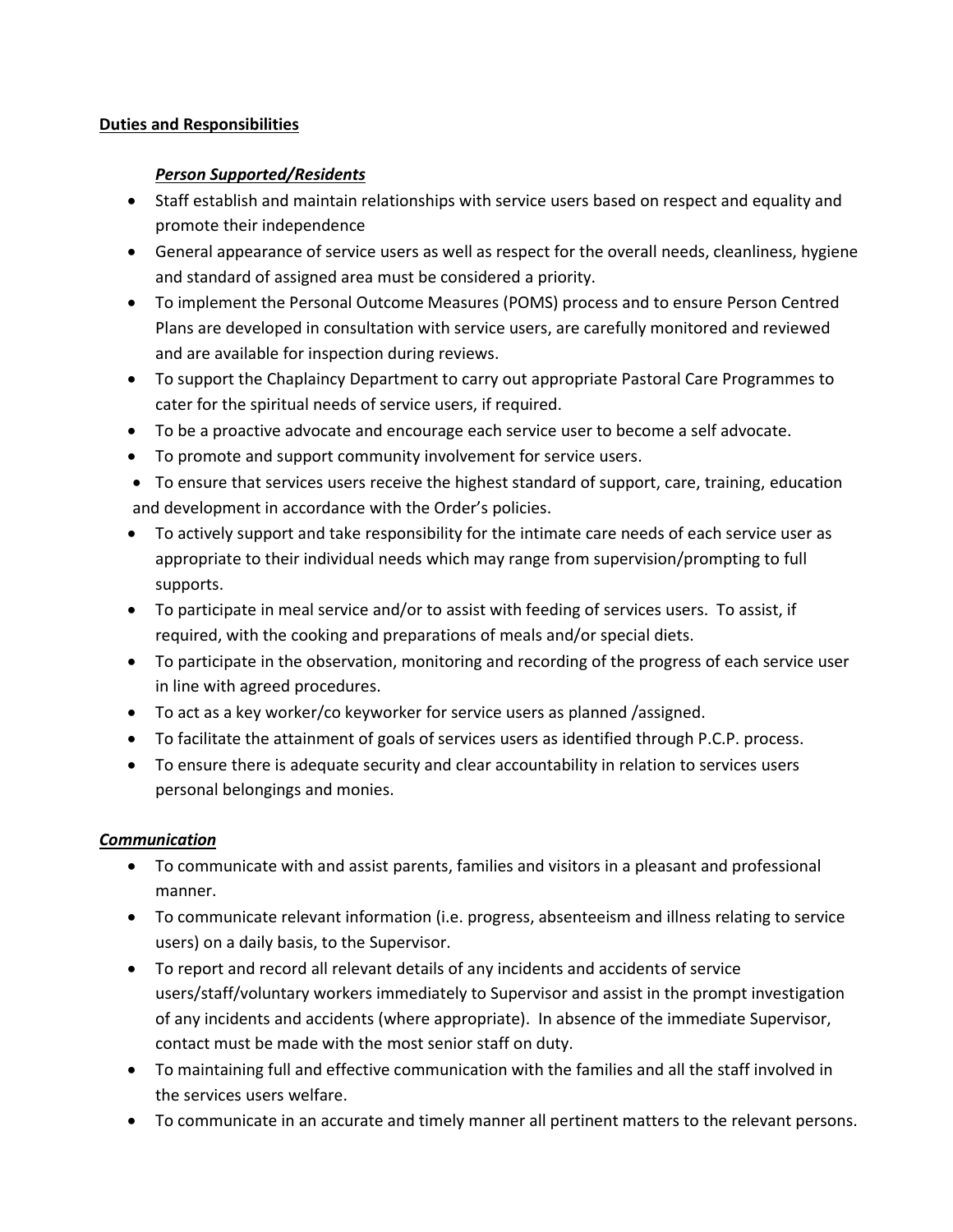**Duties and Responsibilities**

***Person Supported/Residents***

- Staff establish and maintain relationships with service users based on respect and equality and promote their independence
- General appearance of service users as well as respect for the overall needs, cleanliness, hygiene and standard of assigned area must be considered a priority.
- To implement the Personal Outcome Measures (POMS) process and to ensure Person Centred Plans are developed in consultation with service users, are carefully monitored and reviewed and are available for inspection during reviews.
- To support the Chaplaincy Department to carry out appropriate Pastoral Care Programmes to cater for the spiritual needs of service users, if required.
- To be a proactive advocate and encourage each service user to become a self advocate.
- To promote and support community involvement for service users.
- To ensure that services users receive the highest standard of support, care, training, education and development in accordance with the Order's policies.
- To actively support and take responsibility for the intimate care needs of each service user as appropriate to their individual needs which may range from supervision/prompting to full supports.
- To participate in meal service and/or to assist with feeding of services users. To assist, if required, with the cooking and preparations of meals and/or special diets.
- To participate in the observation, monitoring and recording of the progress of each service user in line with agreed procedures.
- To act as a key worker/co keyworker for service users as planned /assigned.
- To facilitate the attainment of goals of services users as identified through P.C.P. process.
- To ensure there is adequate security and clear accountability in relation to services users personal belongings and monies.

***Communication***

- To communicate with and assist parents, families and visitors in a pleasant and professional manner.
- To communicate relevant information (i.e. progress, absenteeism and illness relating to service users) on a daily basis, to the Supervisor.
- To report and record all relevant details of any incidents and accidents of service users/staff/voluntary workers immediately to Supervisor and assist in the prompt investigation of any incidents and accidents (where appropriate). In absence of the immediate Supervisor, contact must be made with the most senior staff on duty.
- To maintaining full and effective communication with the families and all the staff involved in the services users welfare.
- To communicate in an accurate and timely manner all pertinent matters to the relevant persons.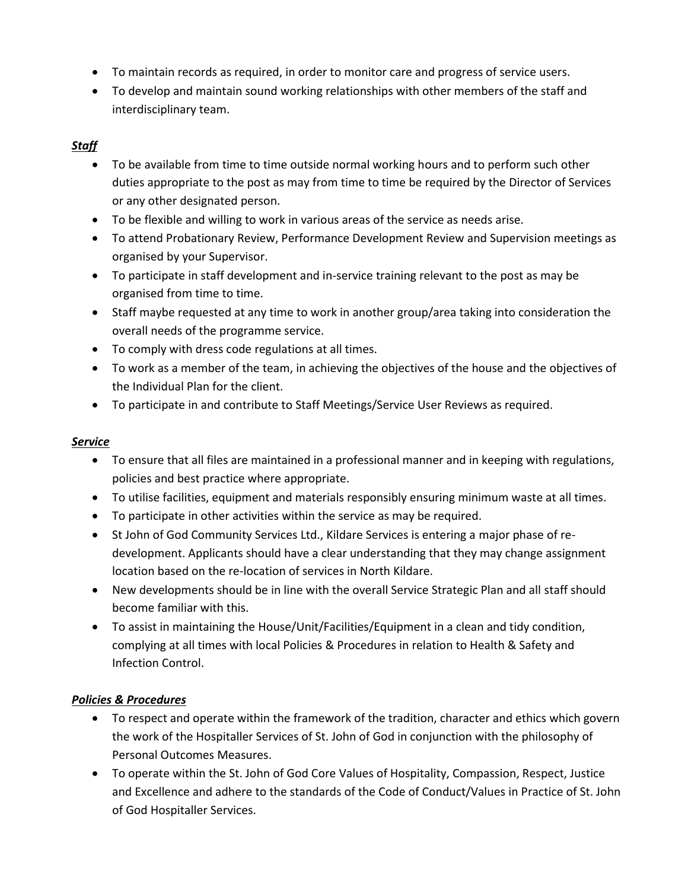- To maintain records as required, in order to monitor care and progress of service users.
- To develop and maintain sound working relationships with other members of the staff and interdisciplinary team.

***<u>Staff</u>***

- To be available from time to time outside normal working hours and to perform such other duties appropriate to the post as may from time to time be required by the Director of Services or any other designated person.
- To be flexible and willing to work in various areas of the service as needs arise.
- To attend Probationary Review, Performance Development Review and Supervision meetings as organised by your Supervisor.
- To participate in staff development and in-service training relevant to the post as may be organised from time to time.
- Staff maybe requested at any time to work in another group/area taking into consideration the overall needs of the programme service.
- To comply with dress code regulations at all times.
- To work as a member of the team, in achieving the objectives of the house and the objectives of the Individual Plan for the client.
- To participate in and contribute to Staff Meetings/Service User Reviews as required.

***<u>Service</u>***

- To ensure that all files are maintained in a professional manner and in keeping with regulations, policies and best practice where appropriate.
- To utilise facilities, equipment and materials responsibly ensuring minimum waste at all times.
- To participate in other activities within the service as may be required.
- St John of God Community Services Ltd., Kildare Services is entering a major phase of re-development. Applicants should have a clear understanding that they may change assignment location based on the re-location of services in North Kildare.
- New developments should be in line with the overall Service Strategic Plan and all staff should become familiar with this.
- To assist in maintaining the House/Unit/Facilities/Equipment in a clean and tidy condition, complying at all times with local Policies & Procedures in relation to Health & Safety and Infection Control.

***<u>Policies & Procedures</u>***

- To respect and operate within the framework of the tradition, character and ethics which govern the work of the Hospitaller Services of St. John of God in conjunction with the philosophy of Personal Outcomes Measures.
- To operate within the St. John of God Core Values of Hospitality, Compassion, Respect, Justice and Excellence and adhere to the standards of the Code of Conduct/Values in Practice of St. John of God Hospitaller Services.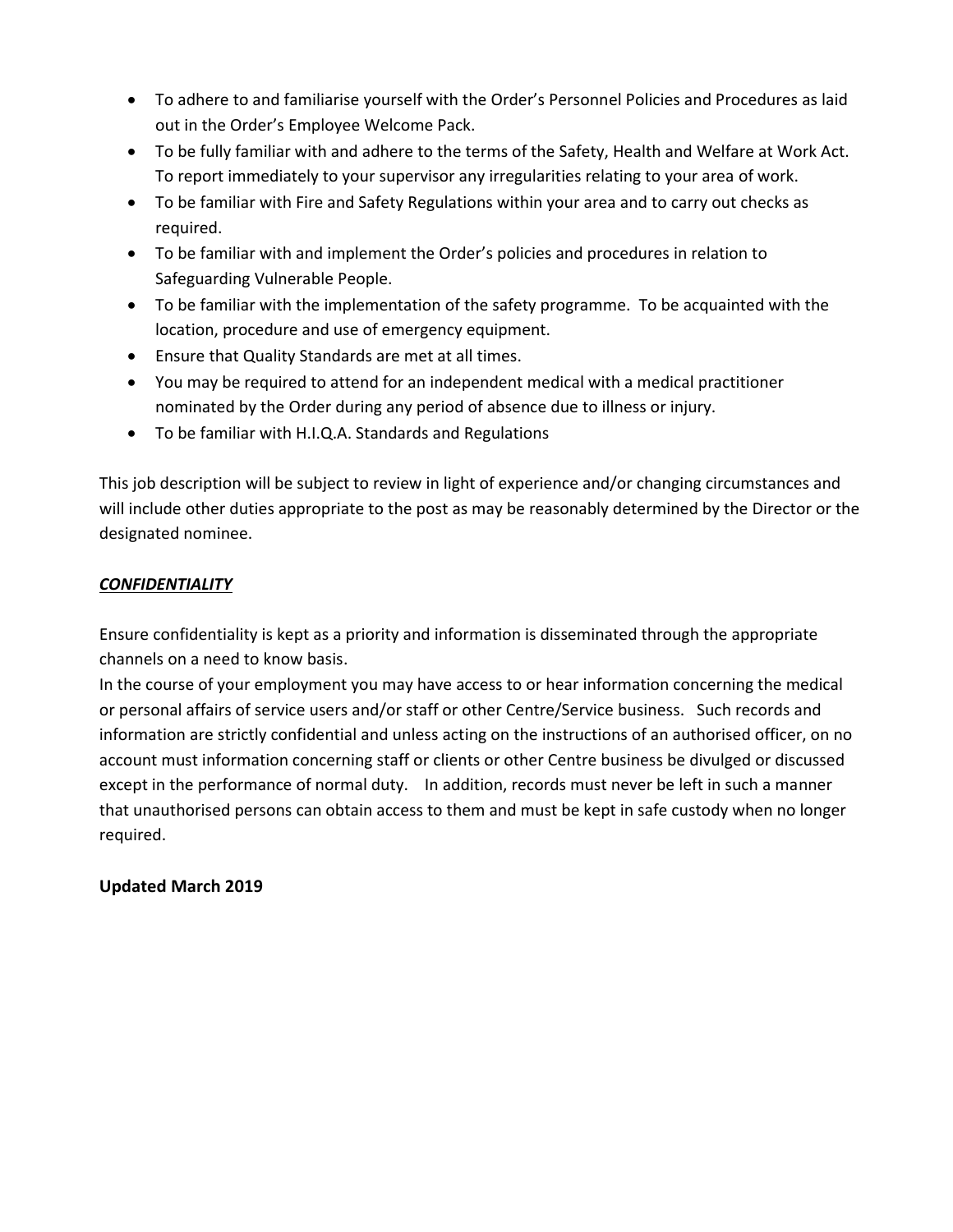- To adhere to and familiarise yourself with the Order's Personnel Policies and Procedures as laid out in the Order's Employee Welcome Pack.
- To be fully familiar with and adhere to the terms of the Safety, Health and Welfare at Work Act. To report immediately to your supervisor any irregularities relating to your area of work.
- To be familiar with Fire and Safety Regulations within your area and to carry out checks as required.
- To be familiar with and implement the Order's policies and procedures in relation to Safeguarding Vulnerable People.
- To be familiar with the implementation of the safety programme. To be acquainted with the location, procedure and use of emergency equipment.
- Ensure that Quality Standards are met at all times.
- You may be required to attend for an independent medical with a medical practitioner nominated by the Order during any period of absence due to illness or injury.
- To be familiar with H.I.Q.A. Standards and Regulations

This job description will be subject to review in light of experience and/or changing circumstances and will include other duties appropriate to the post as may be reasonably determined by the Director or the designated nominee.

***CONFIDENTIALITY***

Ensure confidentiality is kept as a priority and information is disseminated through the appropriate channels on a need to know basis.
In the course of your employment you may have access to or hear information concerning the medical or personal affairs of service users and/or staff or other Centre/Service business. Such records and information are strictly confidential and unless acting on the instructions of an authorised officer, on no account must information concerning staff or clients or other Centre business be divulged or discussed except in the performance of normal duty. In addition, records must never be left in such a manner that unauthorised persons can obtain access to them and must be kept in safe custody when no longer required.

**Updated March 2019**